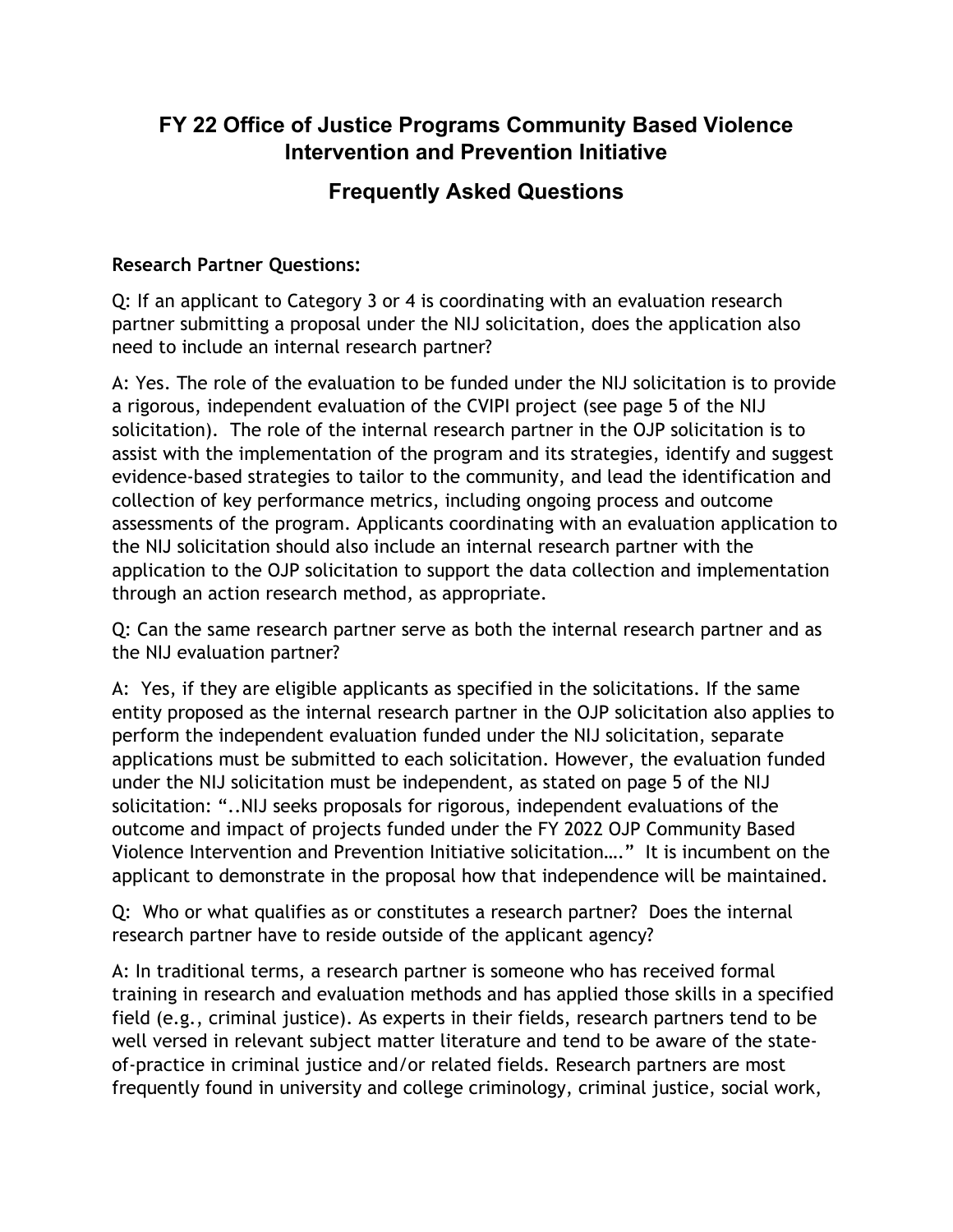# FY 22 Office of Justice Programs Community Based Violence Intervention and Prevention Initiative

## Frequently Asked Questions

**Research Partner Questions:**

Q: If an applicant to Category 3 or 4 is coordinating with an evaluation research partner submitting a proposal under the NIJ solicitation, does the application also need to include an internal research partner?

A: Yes. The role of the evaluation to be funded under the NIJ solicitation is to provide a rigorous, independent evaluation of the CVIPI project (see page 5 of the NIJ solicitation). The role of the internal research partner in the OJP solicitation is to assist with the implementation of the program and its strategies, identify and suggest evidence-based strategies to tailor to the community, and lead the identification and collection of key performance metrics, including ongoing process and outcome assessments of the program. Applicants coordinating with an evaluation application to the NIJ solicitation should also include an internal research partner with the application to the OJP solicitation to support the data collection and implementation through an action research method, as appropriate.

Q: Can the same research partner serve as both the internal research partner and as the NIJ evaluation partner?

A: Yes, if they are eligible applicants as specified in the solicitations. If the same entity proposed as the internal research partner in the OJP solicitation also applies to perform the independent evaluation funded under the NIJ solicitation, separate applications must be submitted to each solicitation. However, the evaluation funded under the NIJ solicitation must be independent, as stated on page 5 of the NIJ solicitation: "..NIJ seeks proposals for rigorous, independent evaluations of the outcome and impact of projects funded under the FY 2022 OJP Community Based Violence Intervention and Prevention Initiative solicitation…." It is incumbent on the applicant to demonstrate in the proposal how that independence will be maintained.

Q: Who or what qualifies as or constitutes a research partner? Does the internal research partner have to reside outside of the applicant agency?

A: In traditional terms, a research partner is someone who has received formal training in research and evaluation methods and has applied those skills in a specified field (e.g., criminal justice). As experts in their fields, research partners tend to be well versed in relevant subject matter literature and tend to be aware of the state-of-practice in criminal justice and/or related fields. Research partners are most frequently found in university and college criminology, criminal justice, social work,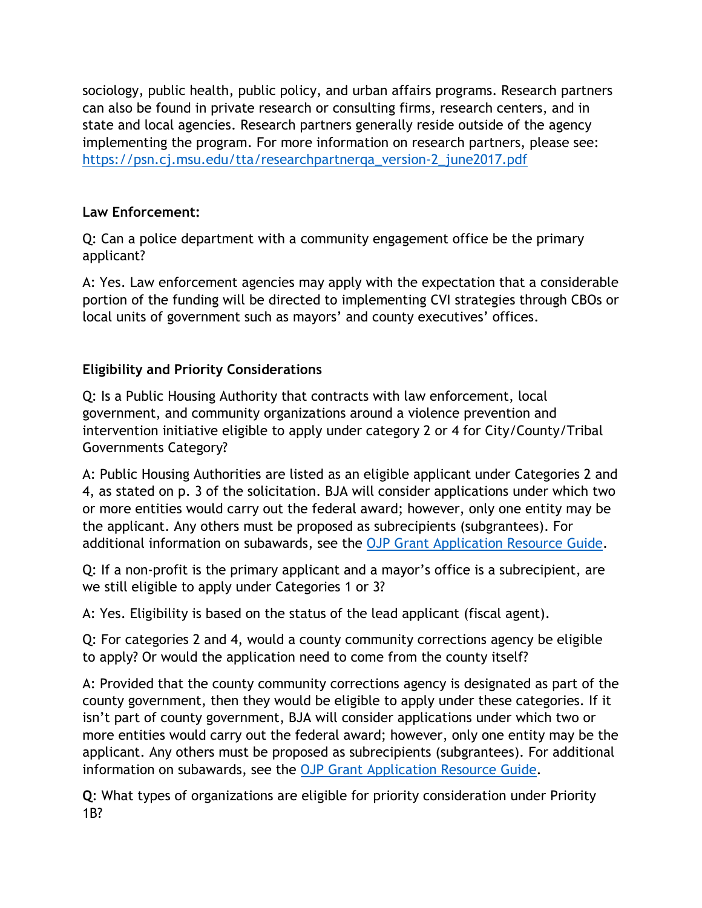sociology, public health, public policy, and urban affairs programs. Research partners can also be found in private research or consulting firms, research centers, and in state and local agencies. Research partners generally reside outside of the agency implementing the program. For more information on research partners, please see: [https://psn.cj.msu.edu/tta/researchpartnerqa_version-2_june2017.pdf](https://psn.cj.msu.edu/tta/researchpartnerqa_version-2_june2017.pdf)

**Law Enforcement:**

Q: Can a police department with a community engagement office be the primary applicant?

A: Yes. Law enforcement agencies may apply with the expectation that a considerable portion of the funding will be directed to implementing CVI strategies through CBOs or local units of government such as mayors' and county executives' offices.

**Eligibility and Priority Considerations**

Q: Is a Public Housing Authority that contracts with law enforcement, local government, and community organizations around a violence prevention and intervention initiative eligible to apply under category 2 or 4 for City/County/Tribal Governments Category?

A: Public Housing Authorities are listed as an eligible applicant under Categories 2 and 4, as stated on p. 3 of the solicitation. BJA will consider applications under which two or more entities would carry out the federal award; however, only one entity may be the applicant. Any others must be proposed as subrecipients (subgrantees). For additional information on subawards, see the OJP Grant Application Resource Guide.

Q: If a non-profit is the primary applicant and a mayor's office is a subrecipient, are we still eligible to apply under Categories 1 or 3?

A: Yes. Eligibility is based on the status of the lead applicant (fiscal agent).

Q: For categories 2 and 4, would a county community corrections agency be eligible to apply? Or would the application need to come from the county itself?

A: Provided that the county community corrections agency is designated as part of the county government, then they would be eligible to apply under these categories. If it isn't part of county government, BJA will consider applications under which two or more entities would carry out the federal award; however, only one entity may be the applicant. Any others must be proposed as subrecipients (subgrantees). For additional information on subawards, see the OJP Grant Application Resource Guide.

**Q**: What types of organizations are eligible for priority consideration under Priority 1B?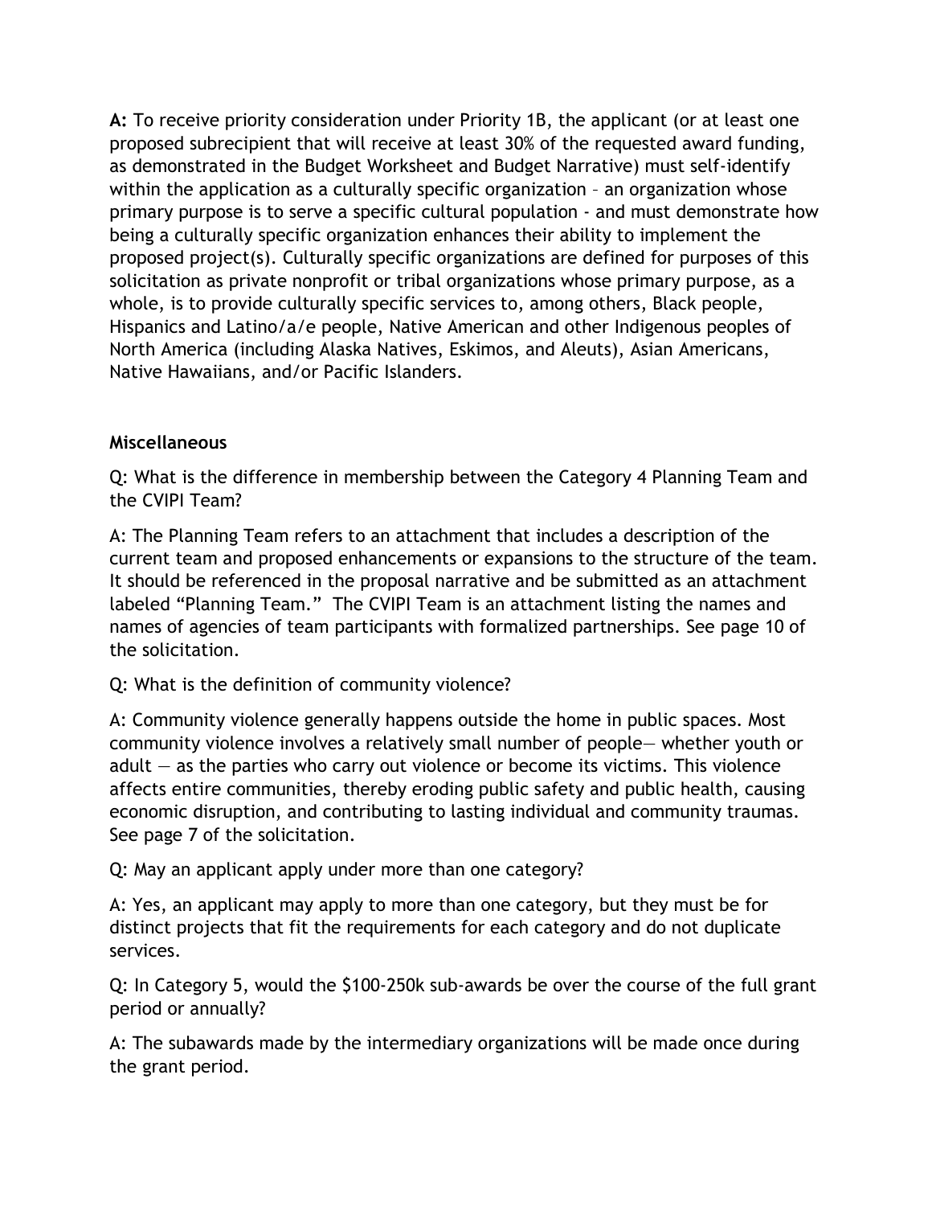**A:** To receive priority consideration under Priority 1B, the applicant (or at least one proposed subrecipient that will receive at least 30% of the requested award funding, as demonstrated in the Budget Worksheet and Budget Narrative) must self-identify within the application as a culturally specific organization – an organization whose primary purpose is to serve a specific cultural population - and must demonstrate how being a culturally specific organization enhances their ability to implement the proposed project(s). Culturally specific organizations are defined for purposes of this solicitation as private nonprofit or tribal organizations whose primary purpose, as a whole, is to provide culturally specific services to, among others, Black people, Hispanics and Latino/a/e people, Native American and other Indigenous peoples of North America (including Alaska Natives, Eskimos, and Aleuts), Asian Americans, Native Hawaiians, and/or Pacific Islanders.

### Miscellaneous

Q: What is the difference in membership between the Category 4 Planning Team and the CVIPI Team?

A: The Planning Team refers to an attachment that includes a description of the current team and proposed enhancements or expansions to the structure of the team. It should be referenced in the proposal narrative and be submitted as an attachment labeled "Planning Team." The CVIPI Team is an attachment listing the names and names of agencies of team participants with formalized partnerships. See page 10 of the solicitation.

Q: What is the definition of community violence?

A: Community violence generally happens outside the home in public spaces. Most community violence involves a relatively small number of people— whether youth or adult — as the parties who carry out violence or become its victims. This violence affects entire communities, thereby eroding public safety and public health, causing economic disruption, and contributing to lasting individual and community traumas. See page 7 of the solicitation.

Q: May an applicant apply under more than one category?

A: Yes, an applicant may apply to more than one category, but they must be for distinct projects that fit the requirements for each category and do not duplicate services.

Q: In Category 5, would the $100-250k sub-awards be over the course of the full grant period or annually?

A: The subawards made by the intermediary organizations will be made once during the grant period.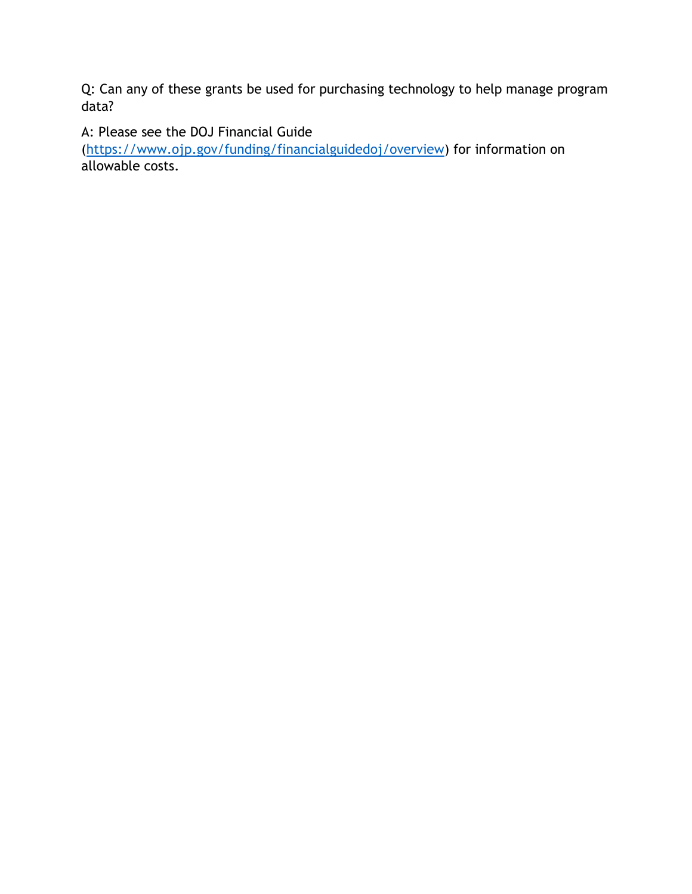Q: Can any of these grants be used for purchasing technology to help manage program data?

A: Please see the DOJ Financial Guide (https://www.ojp.gov/funding/financialguidedoj/overview) for information on allowable costs.